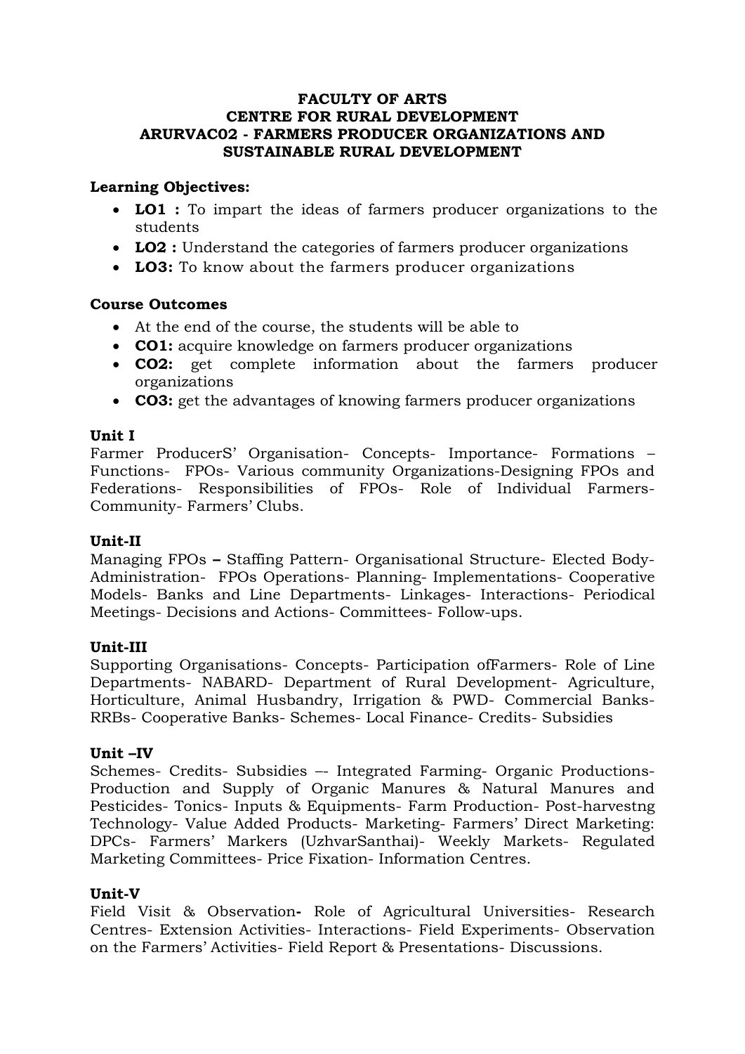**FACULTY OF ARTS**
**CENTRE FOR RURAL DEVELOPMENT**
**ARURVAC02 - FARMERS PRODUCER ORGANIZATIONS AND SUSTAINABLE RURAL DEVELOPMENT**

### Learning Objectives:

- **LO1 :** To impart the ideas of farmers producer organizations to the students
- **LO2 :** Understand the categories of farmers producer organizations
- **LO3:** To know about the farmers producer organizations

### Course Outcomes

- At the end of the course, the students will be able to
- **CO1:** acquire knowledge on farmers producer organizations
- **CO2:** get complete information about the farmers producer organizations
- **CO3:** get the advantages of knowing farmers producer organizations

### Unit I

Farmer ProducerS' Organisation- Concepts- Importance- Formations – Functions- FPOs- Various community Organizations-Designing FPOs and Federations- Responsibilities of FPOs- Role of Individual Farmers-Community- Farmers' Clubs.

### Unit-II

Managing FPOs **–** Staffing Pattern- Organisational Structure- Elected Body-Administration- FPOs Operations- Planning- Implementations- Cooperative Models- Banks and Line Departments- Linkages- Interactions- Periodical Meetings- Decisions and Actions- Committees- Follow-ups.

### Unit-III

Supporting Organisations- Concepts- Participation ofFarmers- Role of Line Departments- NABARD- Department of Rural Development- Agriculture, Horticulture, Animal Husbandry, Irrigation & PWD- Commercial Banks-RRBs- Cooperative Banks- Schemes- Local Finance- Credits- Subsidies

### Unit –IV

Schemes- Credits- Subsidies –- Integrated Farming- Organic Productions-Production and Supply of Organic Manures & Natural Manures and Pesticides- Tonics- Inputs & Equipments- Farm Production- Post-harvestng Technology- Value Added Products- Marketing- Farmers' Direct Marketing: DPCs- Farmers' Markers (UzhvarSanthai)- Weekly Markets- Regulated Marketing Committees- Price Fixation- Information Centres.

### Unit-V

Field Visit & Observation**-** Role of Agricultural Universities- Research Centres- Extension Activities- Interactions- Field Experiments- Observation on the Farmers' Activities- Field Report & Presentations- Discussions.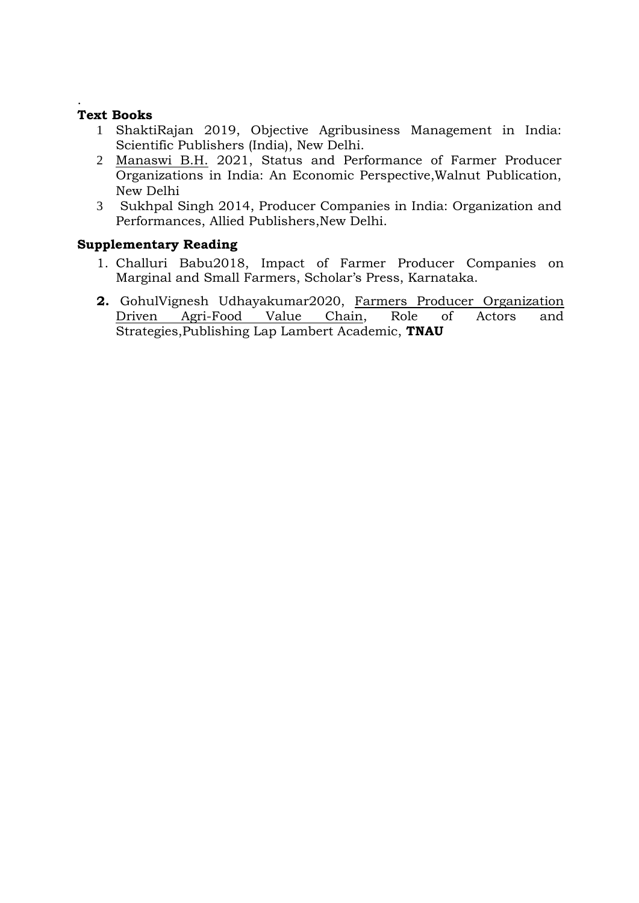.

**Text Books**

1. ShaktiRajan 2019, Objective Agribusiness Management in India: Scientific Publishers (India), New Delhi.
2. Manaswi B.H. 2021, Status and Performance of Farmer Producer Organizations in India: An Economic Perspective,Walnut Publication, New Delhi
3. Sukhpal Singh 2014, Producer Companies in India: Organization and Performances, Allied Publishers,New Delhi.

**Supplementary Reading**

1. Challuri Babu2018, Impact of Farmer Producer Companies on Marginal and Small Farmers, Scholar's Press, Karnataka.
2. GohulVignesh Udhayakumar2020, Farmers Producer Organization Driven Agri-Food Value Chain, Role of Actors and Strategies,Publishing Lap Lambert Academic, **TNAU**